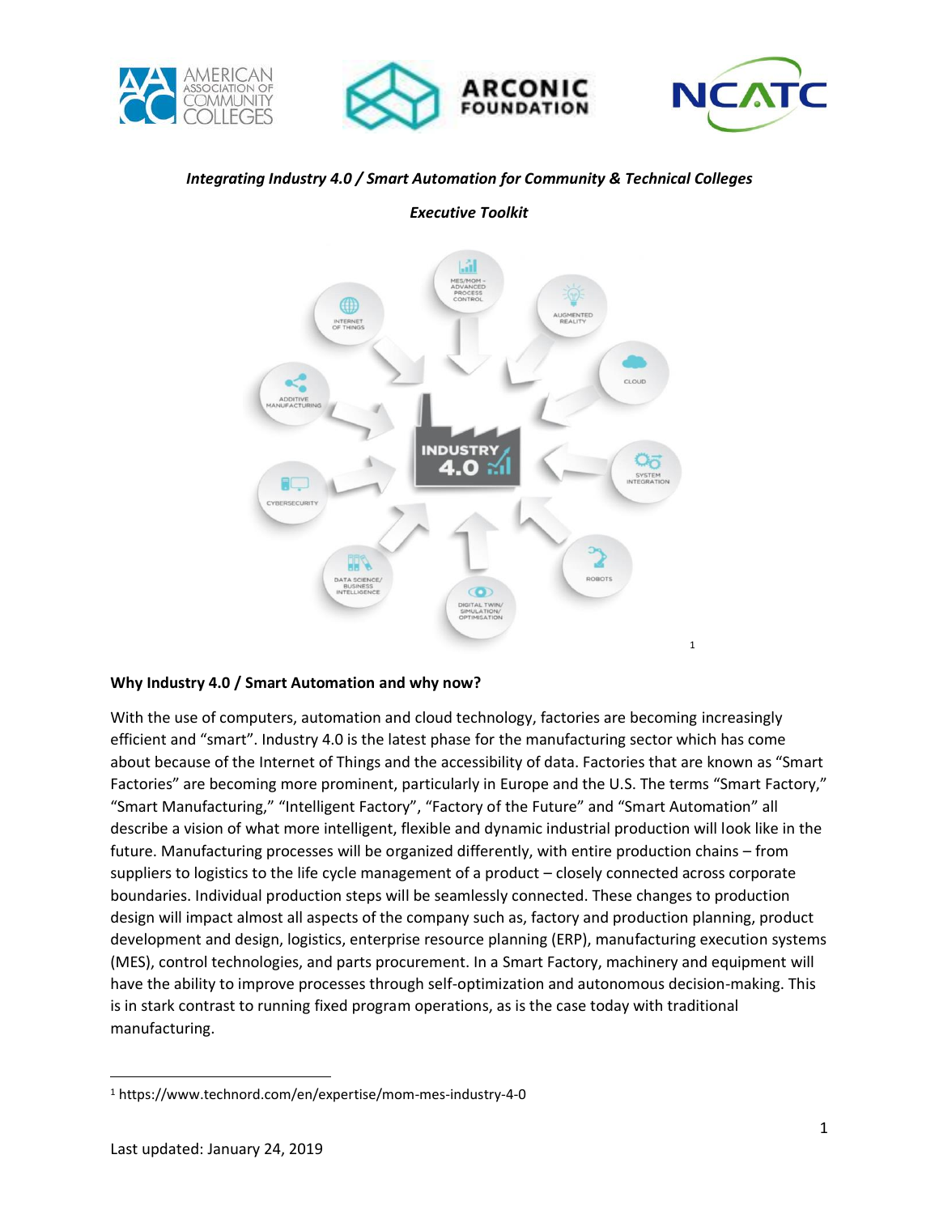*Integrating Industry 4.0 / Smart Automation for Community & Technical Colleges*

*Executive Toolkit*

[1]

**Why Industry 4.0 / Smart Automation and why now?**

With the use of computers, automation and cloud technology, factories are becoming increasingly efficient and "smart". Industry 4.0 is the latest phase for the manufacturing sector which has come about because of the Internet of Things and the accessibility of data. Factories that are known as "Smart Factories" are becoming more prominent, particularly in Europe and the U.S. The terms "Smart Factory," "Smart Manufacturing," "Intelligent Factory", "Factory of the Future" and "Smart Automation" all describe a vision of what more intelligent, flexible and dynamic industrial production will look like in the future. Manufacturing processes will be organized differently, with entire production chains – from suppliers to logistics to the life cycle management of a product – closely connected across corporate boundaries. Individual production steps will be seamlessly connected. These changes to production design will impact almost all aspects of the company such as, factory and production planning, product development and design, logistics, enterprise resource planning (ERP), manufacturing execution systems (MES), control technologies, and parts procurement. In a Smart Factory, machinery and equipment will have the ability to improve processes through self-optimization and autonomous decision-making. This is in stark contrast to running fixed program operations, as is the case today with traditional manufacturing.

[1] https://www.technord.com/en/expertise/mom-mes-industry-4-0

Last updated: January 24, 2019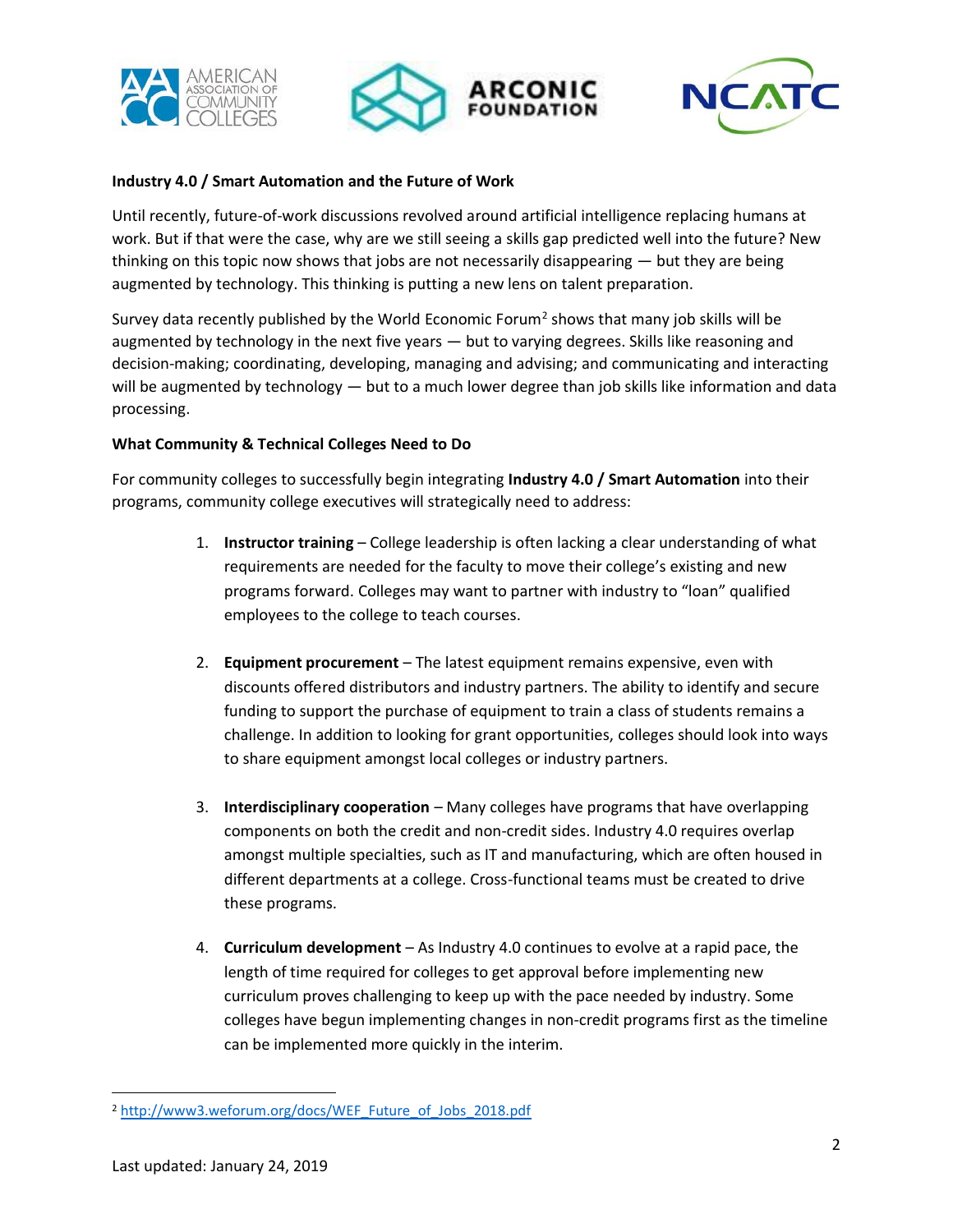**Industry 4.0 / Smart Automation and the Future of Work**

Until recently, future-of-work discussions revolved around artificial intelligence replacing humans at work. But if that were the case, why are we still seeing a skills gap predicted well into the future? New thinking on this topic now shows that jobs are not necessarily disappearing — but they are being augmented by technology. This thinking is putting a new lens on talent preparation.

Survey data recently published by the World Economic Forum[2] shows that many job skills will be augmented by technology in the next five years — but to varying degrees. Skills like reasoning and decision-making; coordinating, developing, managing and advising; and communicating and interacting will be augmented by technology — but to a much lower degree than job skills like information and data processing.

**What Community & Technical Colleges Need to Do**

For community colleges to successfully begin integrating **Industry 4.0 / Smart Automation** into their programs, community college executives will strategically need to address:

1. **Instructor training** – College leadership is often lacking a clear understanding of what requirements are needed for the faculty to move their college's existing and new programs forward. Colleges may want to partner with industry to "loan" qualified employees to the college to teach courses.

2. **Equipment procurement** – The latest equipment remains expensive, even with discounts offered distributors and industry partners. The ability to identify and secure funding to support the purchase of equipment to train a class of students remains a challenge. In addition to looking for grant opportunities, colleges should look into ways to share equipment amongst local colleges or industry partners.

3. **Interdisciplinary cooperation** – Many colleges have programs that have overlapping components on both the credit and non-credit sides. Industry 4.0 requires overlap amongst multiple specialties, such as IT and manufacturing, which are often housed in different departments at a college. Cross-functional teams must be created to drive these programs.

4. **Curriculum development** – As Industry 4.0 continues to evolve at a rapid pace, the length of time required for colleges to get approval before implementing new curriculum proves challenging to keep up with the pace needed by industry. Some colleges have begun implementing changes in non-credit programs first as the timeline can be implemented more quickly in the interim.

[2] http://www3.weforum.org/docs/WEF_Future_of_Jobs_2018.pdf

Last updated: January 24, 2019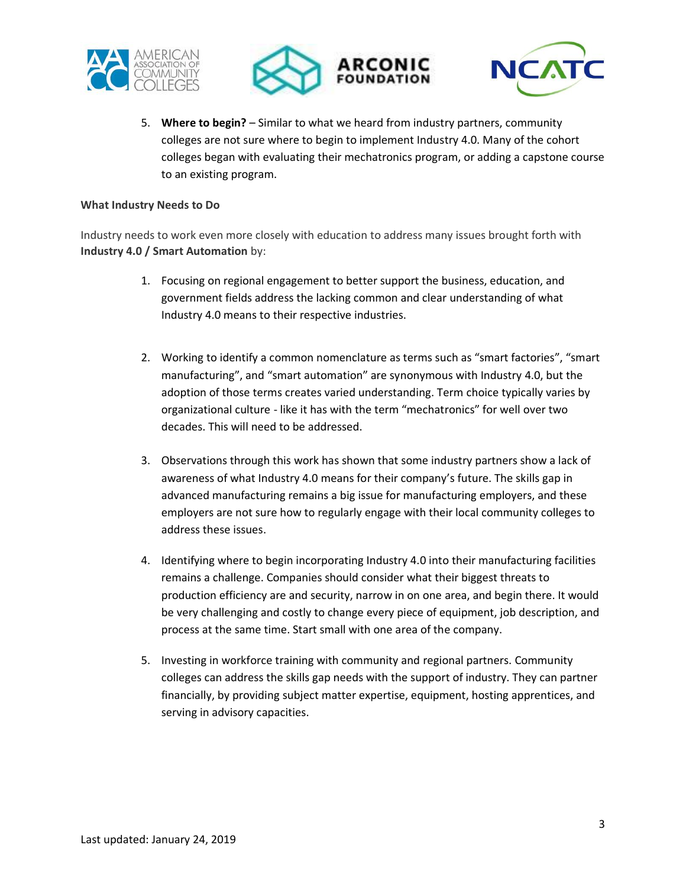5. **Where to begin?** – Similar to what we heard from industry partners, community colleges are not sure where to begin to implement Industry 4.0. Many of the cohort colleges began with evaluating their mechatronics program, or adding a capstone course to an existing program.

**What Industry Needs to Do**

Industry needs to work even more closely with education to address many issues brought forth with **Industry 4.0 / Smart Automation** by:

1. Focusing on regional engagement to better support the business, education, and government fields address the lacking common and clear understanding of what Industry 4.0 means to their respective industries.

2. Working to identify a common nomenclature as terms such as "smart factories", "smart manufacturing", and "smart automation" are synonymous with Industry 4.0, but the adoption of those terms creates varied understanding. Term choice typically varies by organizational culture - like it has with the term "mechatronics" for well over two decades. This will need to be addressed.

3. Observations through this work has shown that some industry partners show a lack of awareness of what Industry 4.0 means for their company's future. The skills gap in advanced manufacturing remains a big issue for manufacturing employers, and these employers are not sure how to regularly engage with their local community colleges to address these issues.

4. Identifying where to begin incorporating Industry 4.0 into their manufacturing facilities remains a challenge. Companies should consider what their biggest threats to production efficiency are and security, narrow in on one area, and begin there. It would be very challenging and costly to change every piece of equipment, job description, and process at the same time. Start small with one area of the company.

5. Investing in workforce training with community and regional partners. Community colleges can address the skills gap needs with the support of industry. They can partner financially, by providing subject matter expertise, equipment, hosting apprentices, and serving in advisory capacities.

Last updated: January 24, 2019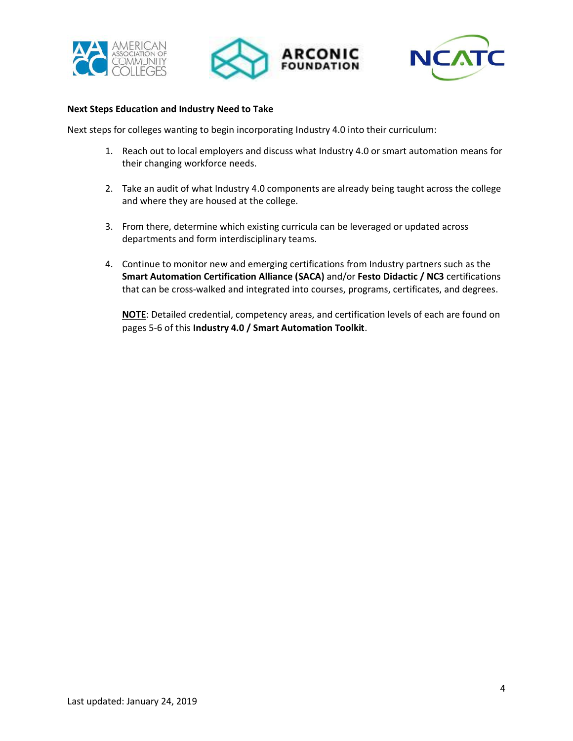**Next Steps Education and Industry Need to Take**

Next steps for colleges wanting to begin incorporating Industry 4.0 into their curriculum:

1. Reach out to local employers and discuss what Industry 4.0 or smart automation means for their changing workforce needs.

2. Take an audit of what Industry 4.0 components are already being taught across the college and where they are housed at the college.

3. From there, determine which existing curricula can be leveraged or updated across departments and form interdisciplinary teams.

4. Continue to monitor new and emerging certifications from Industry partners such as the **Smart Automation Certification Alliance (SACA)** and/or **Festo Didactic / NC3** certifications that can be cross-walked and integrated into courses, programs, certificates, and degrees.

   **NOTE**: Detailed credential, competency areas, and certification levels of each are found on pages 5-6 of this **Industry 4.0 / Smart Automation Toolkit**.

Last updated: January 24, 2019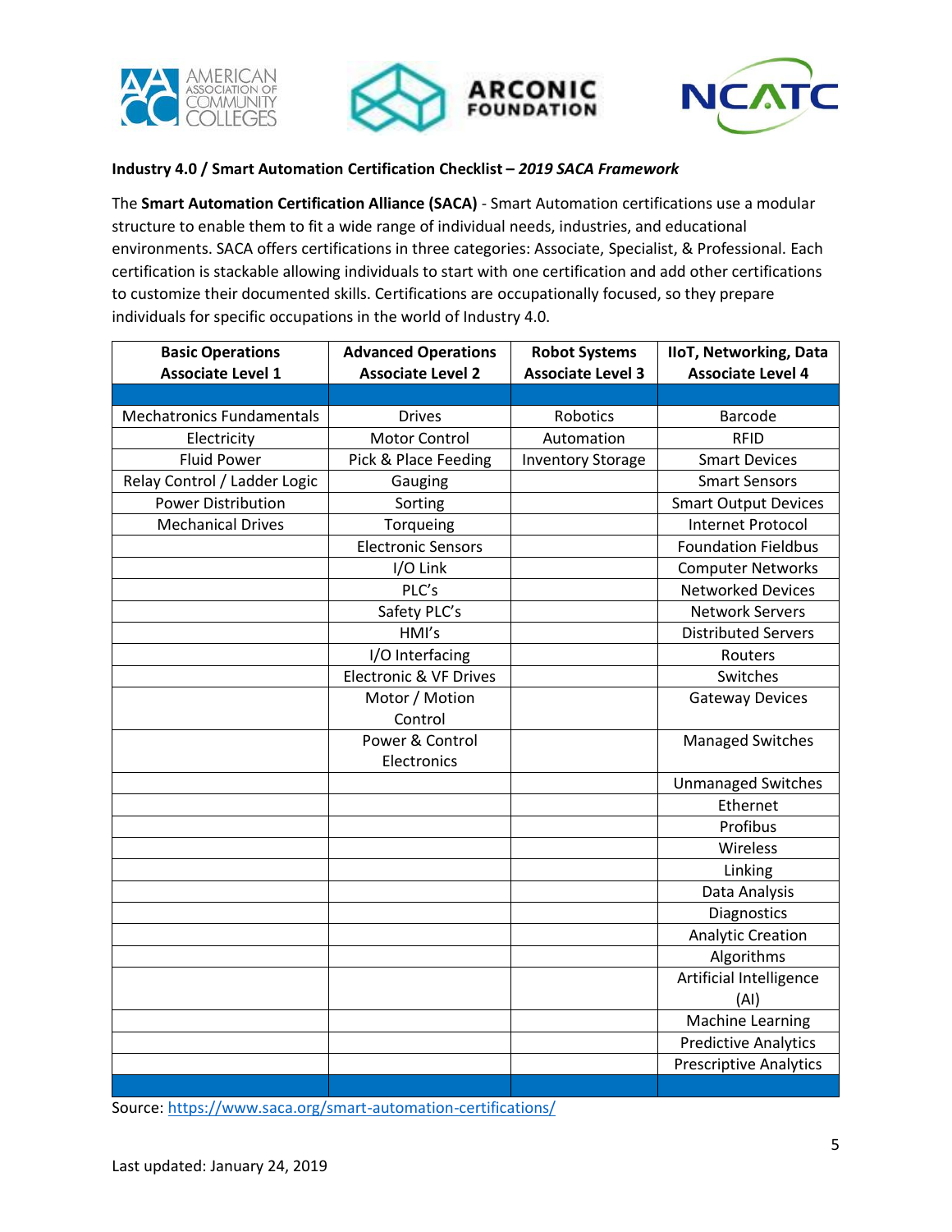**Industry 4.0 / Smart Automation Certification Checklist – *2019 SACA Framework***

The **Smart Automation Certification Alliance (SACA)** - Smart Automation certifications use a modular structure to enable them to fit a wide range of individual needs, industries, and educational environments. SACA offers certifications in three categories: Associate, Specialist, & Professional. Each certification is stackable allowing individuals to start with one certification and add other certifications to customize their documented skills. Certifications are occupationally focused, so they prepare individuals for specific occupations in the world of Industry 4.0.

| Basic Operations Associate Level 1 | Advanced Operations Associate Level 2 | Robot Systems Associate Level 3 | IIoT, Networking, Data Associate Level 4 |
|---|---|---|---|
| | | | |
| Mechatronics Fundamentals | Drives | Robotics | Barcode |
| Electricity | Motor Control | Automation | RFID |
| Fluid Power | Pick & Place Feeding | Inventory Storage | Smart Devices |
| Relay Control / Ladder Logic | Gauging | | Smart Sensors |
| Power Distribution | Sorting | | Smart Output Devices |
| Mechanical Drives | Torqueing | | Internet Protocol |
| | Electronic Sensors | | Foundation Fieldbus |
| | I/O Link | | Computer Networks |
| | PLC's | | Networked Devices |
| | Safety PLC's | | Network Servers |
| | HMI's | | Distributed Servers |
| | I/O Interfacing | | Routers |
| | Electronic & VF Drives | | Switches |
| | Motor / Motion Control | | Gateway Devices |
| | Power & Control Electronics | | Managed Switches |
| | | | Unmanaged Switches |
| | | | Ethernet |
| | | | Profibus |
| | | | Wireless |
| | | | Linking |
| | | | Data Analysis |
| | | | Diagnostics |
| | | | Analytic Creation |
| | | | Algorithms |
| | | | Artificial Intelligence (AI) |
| | | | Machine Learning |
| | | | Predictive Analytics |
| | | | Prescriptive Analytics |
| | | | |

Source: https://www.saca.org/smart-automation-certifications/

Last updated: January 24, 2019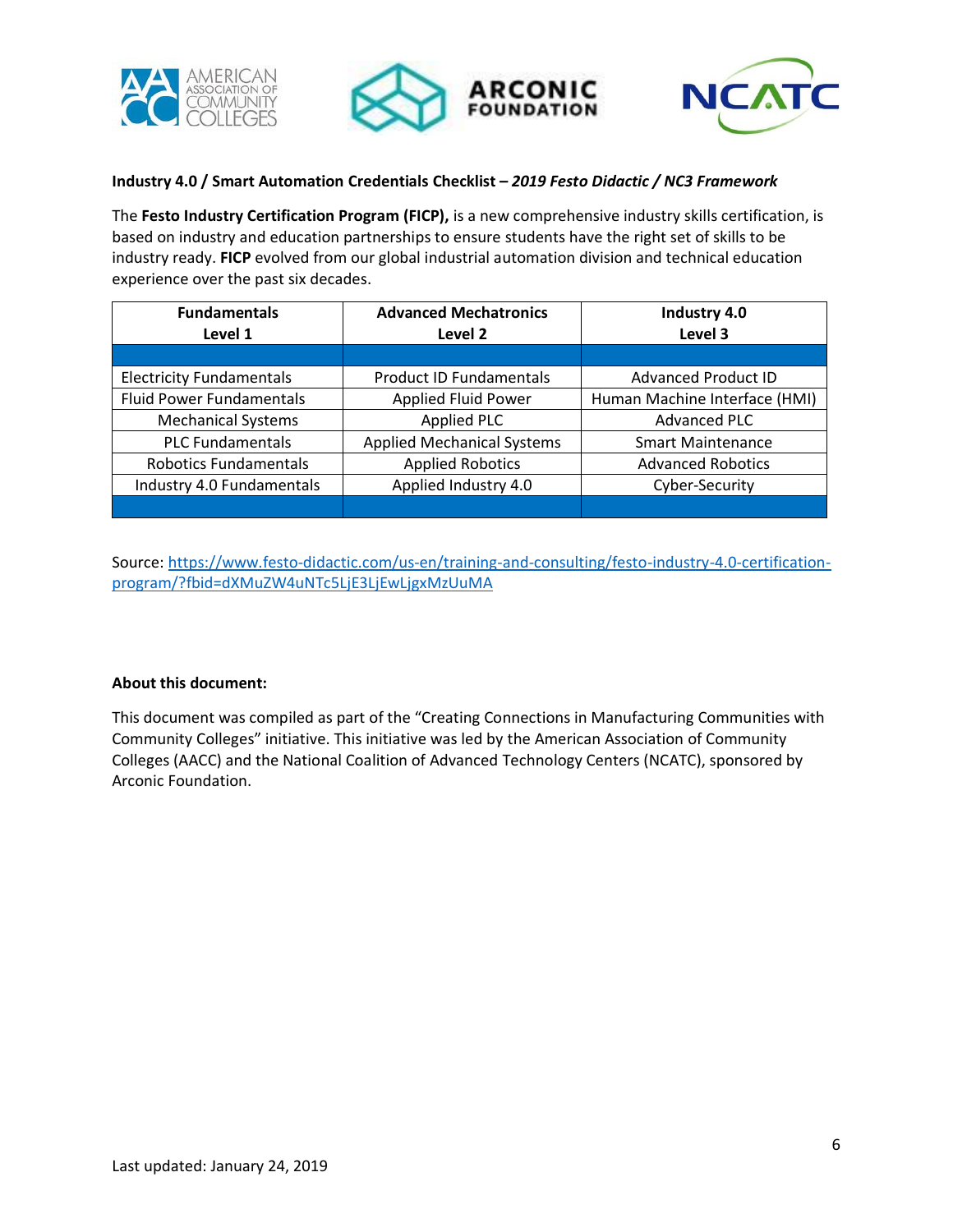**Industry 4.0 / Smart Automation Credentials Checklist –** ***2019 Festo Didactic / NC3 Framework***

The **Festo Industry Certification Program (FICP),** is a new comprehensive industry skills certification, is based on industry and education partnerships to ensure students have the right set of skills to be industry ready. **FICP** evolved from our global industrial automation division and technical education experience over the past six decades.

| **Fundamentals Level 1** | **Advanced Mechatronics Level 2** | **Industry 4.0 Level 3** |
|---|---|---|
| | | |
| Electricity Fundamentals | Product ID Fundamentals | Advanced Product ID |
| Fluid Power Fundamentals | Applied Fluid Power | Human Machine Interface (HMI) |
| Mechanical Systems | Applied PLC | Advanced PLC |
| PLC Fundamentals | Applied Mechanical Systems | Smart Maintenance |
| Robotics Fundamentals | Applied Robotics | Advanced Robotics |
| Industry 4.0 Fundamentals | Applied Industry 4.0 | Cyber-Security |
| | | |

Source: https://www.festo-didactic.com/us-en/training-and-consulting/festo-industry-4.0-certification-program/?fbid=dXMuZW4uNTc5LjE3LjEwLjgxMzUuMA

**About this document:**

This document was compiled as part of the "Creating Connections in Manufacturing Communities with Community Colleges" initiative. This initiative was led by the American Association of Community Colleges (AACC) and the National Coalition of Advanced Technology Centers (NCATC), sponsored by Arconic Foundation.

Last updated: January 24, 2019